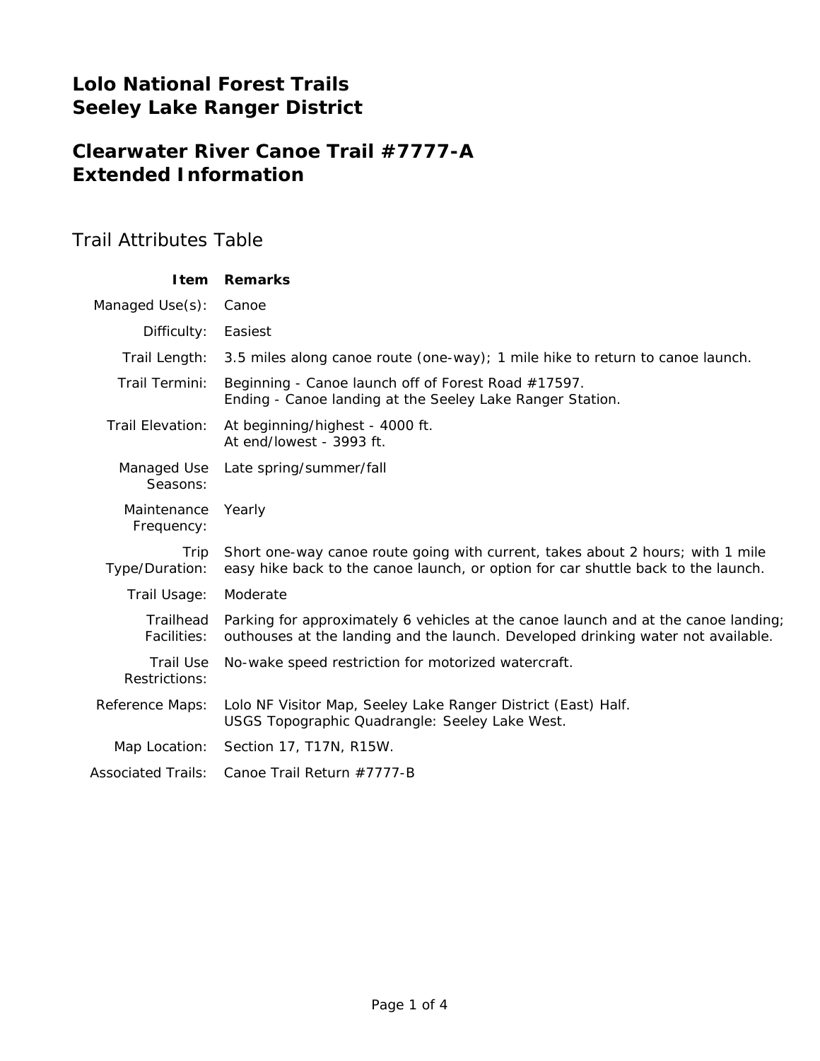# Lolo National Forest Trails
# Seeley Lake Ranger District

## Clearwater River Canoe Trail #7777-A
## Extended Information

### Trail Attributes Table

| Item | Remarks |
|---|---|
| Managed Use(s): | Canoe |
| Difficulty: | Easiest |
| Trail Length: | 3.5 miles along canoe route (one-way); 1 mile hike to return to canoe launch. |
| Trail Termini: | Beginning - Canoe launch off of Forest Road #17597.<br>Ending - Canoe landing at the Seeley Lake Ranger Station. |
| Trail Elevation: | At beginning/highest - 4000 ft.<br>At end/lowest - 3993 ft. |
| Managed Use Seasons: | Late spring/summer/fall |
| Maintenance Frequency: | Yearly |
| Trip Type/Duration: | Short one-way canoe route going with current, takes about 2 hours; with 1 mile easy hike back to the canoe launch, or option for car shuttle back to the launch. |
| Trail Usage: | Moderate |
| Trailhead Facilities: | Parking for approximately 6 vehicles at the canoe launch and at the canoe landing; outhouses at the landing and the launch. Developed drinking water not available. |
| Trail Use Restrictions: | No-wake speed restriction for motorized watercraft. |
| Reference Maps: | Lolo NF Visitor Map, Seeley Lake Ranger District (East) Half.<br>USGS Topographic Quadrangle: Seeley Lake West. |
| Map Location: | Section 17, T17N, R15W. |
| Associated Trails: | Canoe Trail Return #7777-B |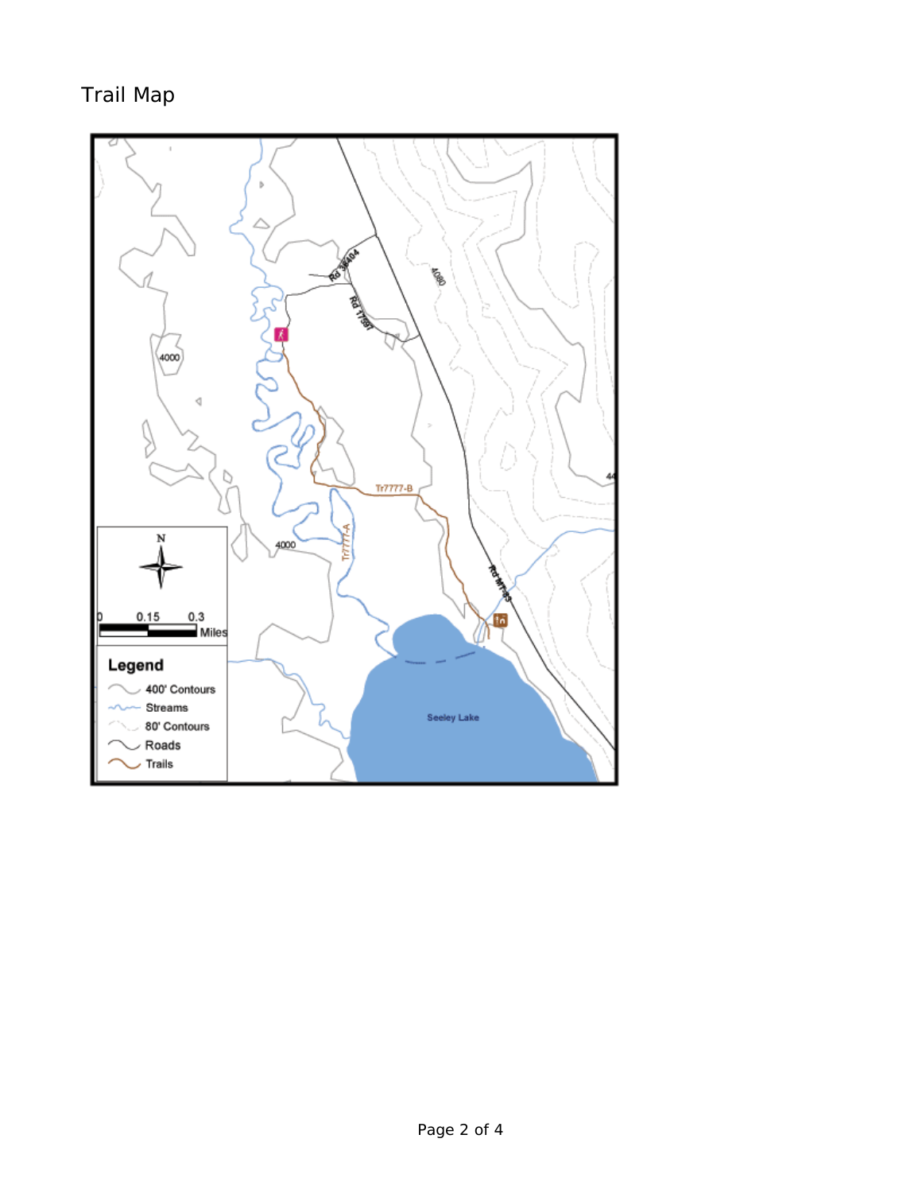Trail Map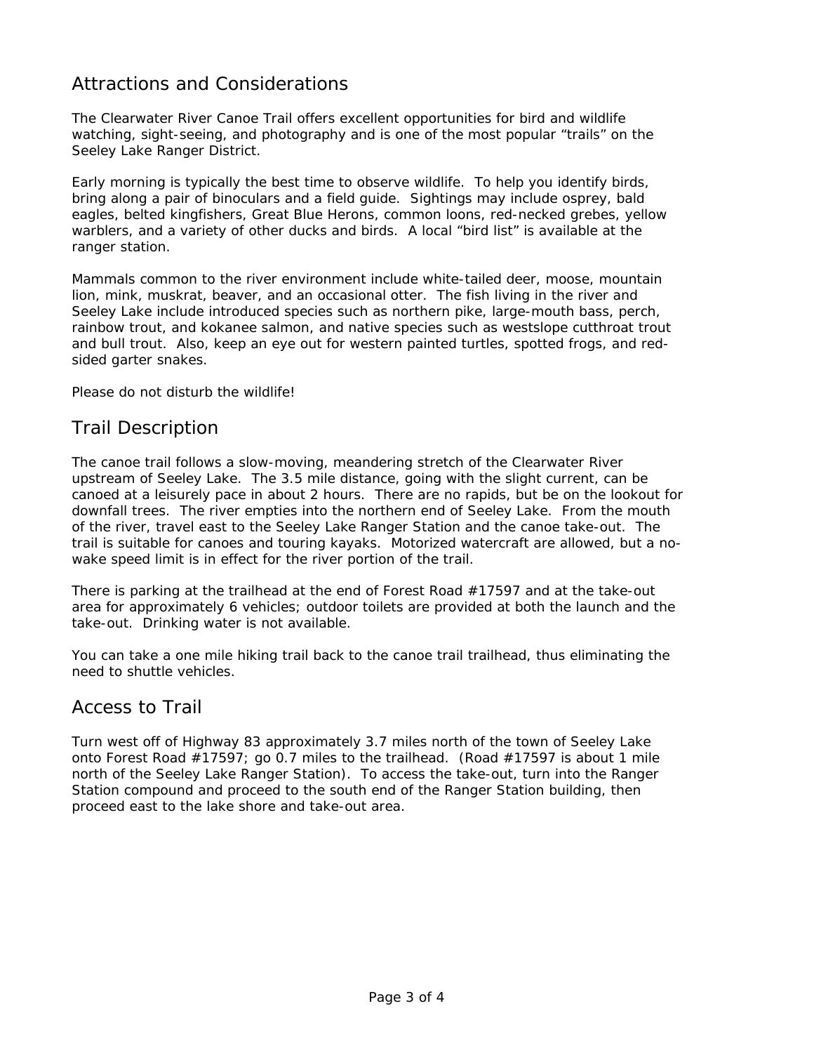## Attractions and Considerations

The Clearwater River Canoe Trail offers excellent opportunities for bird and wildlife watching, sight-seeing, and photography and is one of the most popular "trails" on the Seeley Lake Ranger District.

Early morning is typically the best time to observe wildlife. To help you identify birds, bring along a pair of binoculars and a field guide. Sightings may include osprey, bald eagles, belted kingfishers, Great Blue Herons, common loons, red-necked grebes, yellow warblers, and a variety of other ducks and birds. A local "bird list" is available at the ranger station.

Mammals common to the river environment include white-tailed deer, moose, mountain lion, mink, muskrat, beaver, and an occasional otter. The fish living in the river and Seeley Lake include introduced species such as northern pike, large-mouth bass, perch, rainbow trout, and kokanee salmon, and native species such as westslope cutthroat trout and bull trout. Also, keep an eye out for western painted turtles, spotted frogs, and red-sided garter snakes.

Please do not disturb the wildlife!

## Trail Description

The canoe trail follows a slow-moving, meandering stretch of the Clearwater River upstream of Seeley Lake. The 3.5 mile distance, going with the slight current, can be canoed at a leisurely pace in about 2 hours. There are no rapids, but be on the lookout for downfall trees. The river empties into the northern end of Seeley Lake. From the mouth of the river, travel east to the Seeley Lake Ranger Station and the canoe take-out. The trail is suitable for canoes and touring kayaks. Motorized watercraft are allowed, but a no-wake speed limit is in effect for the river portion of the trail.

There is parking at the trailhead at the end of Forest Road #17597 and at the take-out area for approximately 6 vehicles; outdoor toilets are provided at both the launch and the take-out. Drinking water is not available.

You can take a one mile hiking trail back to the canoe trail trailhead, thus eliminating the need to shuttle vehicles.

## Access to Trail

Turn west off of Highway 83 approximately 3.7 miles north of the town of Seeley Lake onto Forest Road #17597; go 0.7 miles to the trailhead. (Road #17597 is about 1 mile north of the Seeley Lake Ranger Station). To access the take-out, turn into the Ranger Station compound and proceed to the south end of the Ranger Station building, then proceed east to the lake shore and take-out area.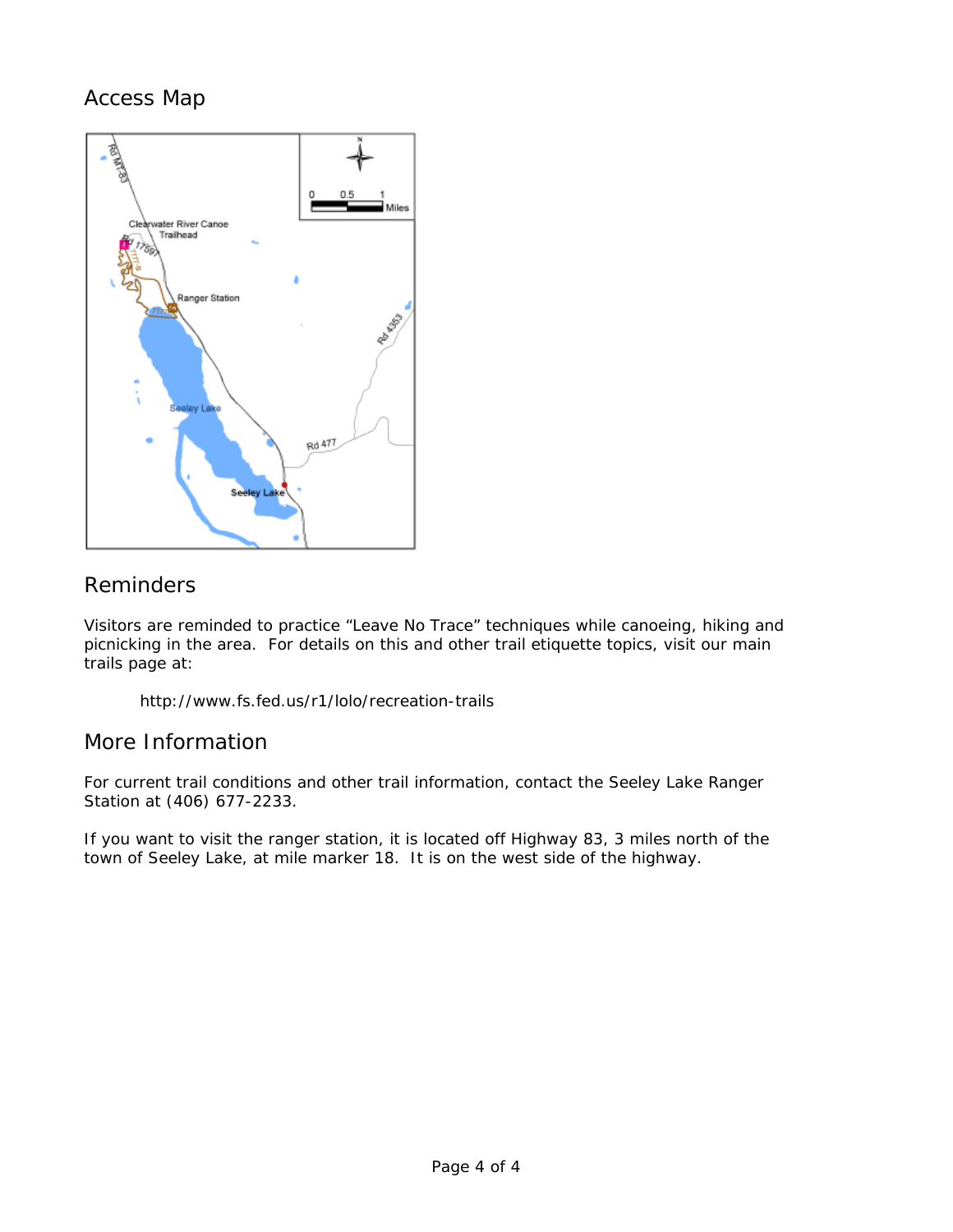## Access Map

Rd MT-83

Clearwater River Canoe Trailhead

Rd 17597

Ranger Station

Rd 4353

Seeley Lake

Rd 477

Seeley Lake

N

0 0.5 1 Miles

## Reminders

Visitors are reminded to practice "Leave No Trace" techniques while canoeing, hiking and picnicking in the area. For details on this and other trail etiquette topics, visit our main trails page at:

http://www.fs.fed.us/r1/lolo/recreation-trails

## More Information

For current trail conditions and other trail information, contact the Seeley Lake Ranger Station at (406) 677-2233.

If you want to visit the ranger station, it is located off Highway 83, 3 miles north of the town of Seeley Lake, at mile marker 18. It is on the west side of the highway.